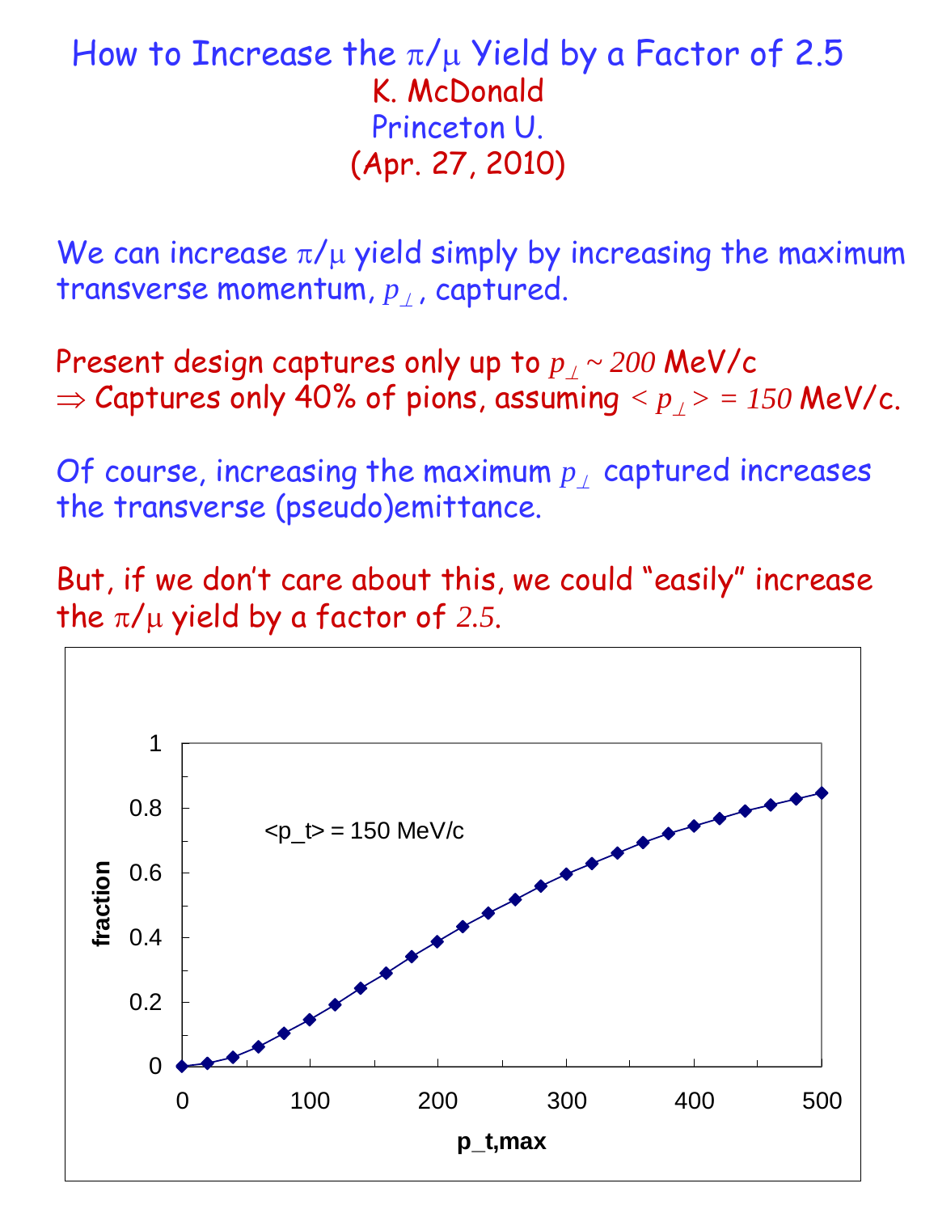# How to Increase the $\pi/\mu$ Yield by a Factor of 2.5

K. McDonald

Princeton U.

(Apr. 27, 2010)

We can increase $\pi/\mu$ yield simply by increasing the maximum transverse momentum, $p_{\perp}$, captured.

Present design captures only up to $p_{\perp} \sim 200$ MeV/c
$\Rightarrow$ Captures only 40% of pions, assuming $< p_{\perp} > = 150$ MeV/c.

Of course, increasing the maximum $p_{\perp}$ captured increases the transverse (pseudo)emittance.

But, if we don't care about this, we could "easily" increase the $\pi/\mu$ yield by a factor of $2.5$.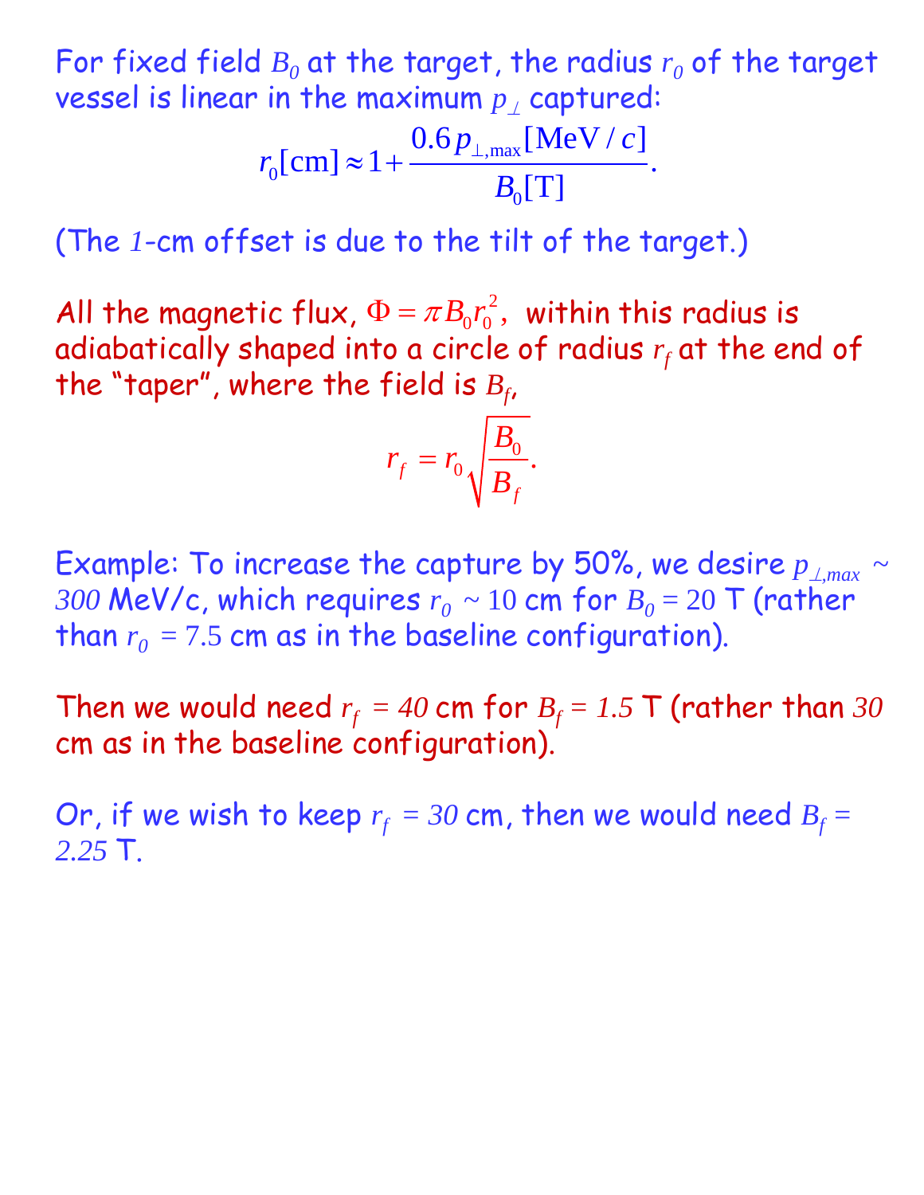For fixed field $B_0$ at the target, the radius $r_0$ of the target vessel is linear in the maximum $p_\perp$ captured:

$$r_0[\text{cm}] \approx 1 + \frac{0.6\, p_{\perp,\max}[\text{MeV}/c]}{B_0[\text{T}]}.$$

(The $1$-cm offset is due to the tilt of the target.)

All the magnetic flux, $\Phi = \pi B_0 r_0^2$, within this radius is adiabatically shaped into a circle of radius $r_f$ at the end of the "taper", where the field is $B_f$,

$$r_f = r_0 \sqrt{\frac{B_0}{B_f}}.$$

Example: To increase the capture by 50%, we desire $p_{\perp,max} \sim 300$ MeV/c, which requires $r_0 \sim 10$ cm for $B_0 = 20$ T (rather than $r_0 = 7.5$ cm as in the baseline configuration).

Then we would need $r_f = 40$ cm for $B_f = 1.5$ T (rather than $30$ cm as in the baseline configuration).

Or, if we wish to keep $r_f = 30$ cm, then we would need $B_f = 2.25$ T.